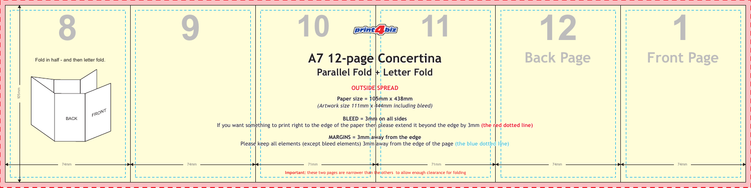8

Fold in half - and then letter fold.

BACK

FRONT

105mm

74mm

9

74mm

10

print4biz

11

# A7 12-page Concertina

## Parallel Fold + Letter Fold

**OUTSIDE SPREAD**

**Paper size = 105mm x 438mm**

*(Artwork size 111mm x 444mm including bleed)*

**BLEED = 3mm on all sides**

If you want something to print right to the edge of the paper then please extend it beyond the edge by 3mm **(the red dotted line)**

**MARGINS = 3mm away from the edge**

Please keep all elements (except bleed elements) 3mm away from the edge of the page **(the blue dotted line)**

71mm

71mm

**Important:** these two pages are narrower than the others to allow enough clearance for folding

12

Back Page

74mm

1

Front Page

74mm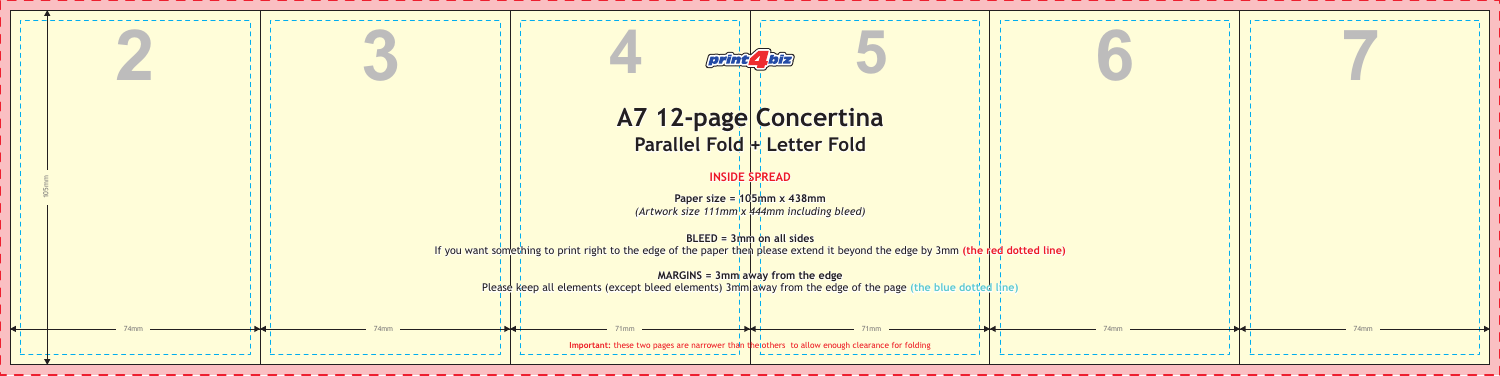2

3

4

5

6

7

105mm

# A7 12-page Concertina

## Parallel Fold + Letter Fold

**INSIDE SPREAD**

**Paper size = 105mm x 438mm**

*(Artwork size 111mm x 444mm including bleed)*

**BLEED = 3mm on all sides**

If you want something to print right to the edge of the paper then please extend it beyond the edge by 3mm **(the red dotted line)**

**MARGINS = 3mm away from the edge**

Please keep all elements (except bleed elements) 3mm away from the edge of the page (the blue dotted line)

74mm

74mm

71mm

71mm

74mm

74mm

**Important:** these two pages are narrower than the others to allow enough clearance for folding